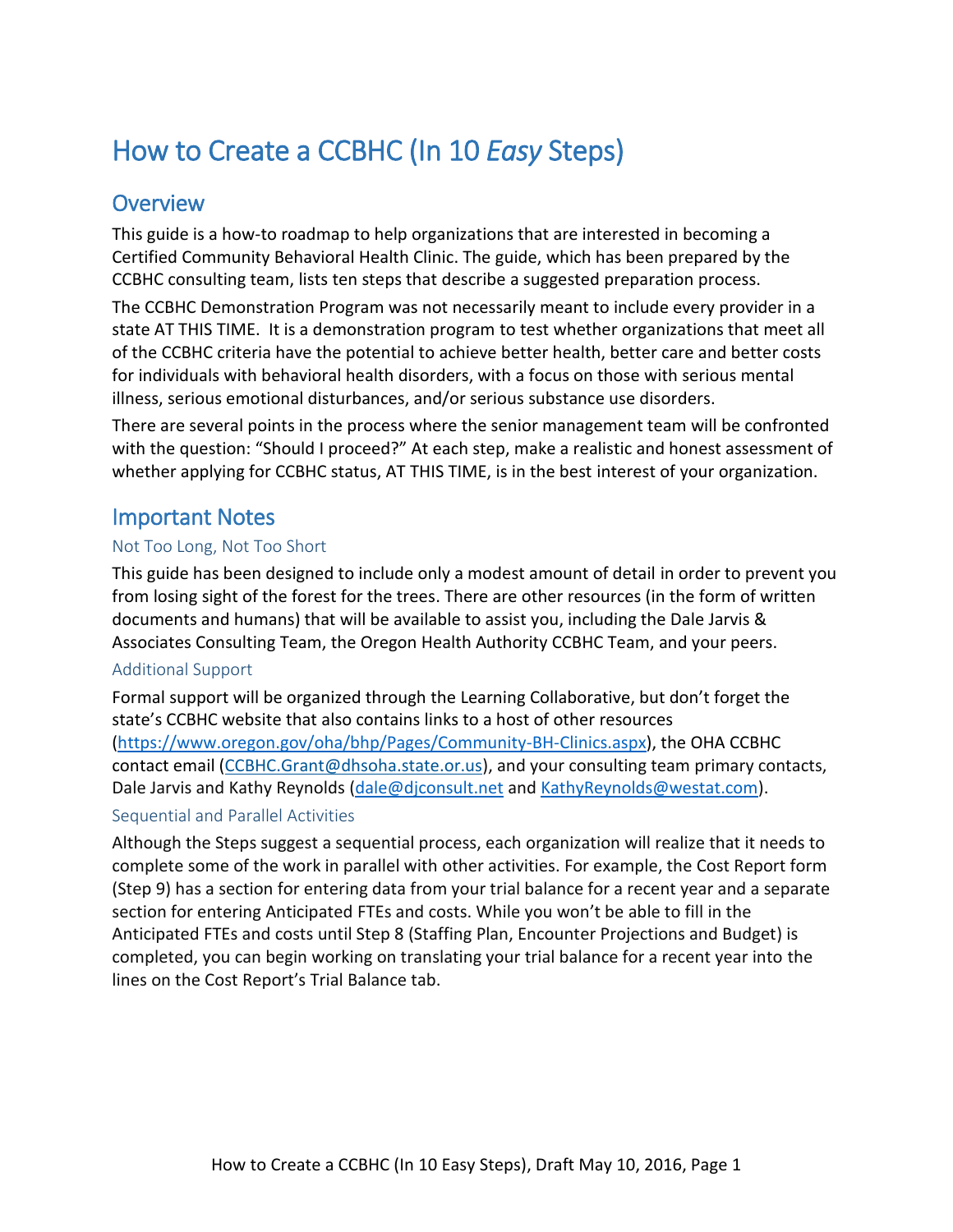# How to Create a CCBHC (In 10 *Easy* Steps)

## Overview

This guide is a how-to roadmap to help organizations that are interested in becoming a Certified Community Behavioral Health Clinic. The guide, which has been prepared by the CCBHC consulting team, lists ten steps that describe a suggested preparation process.

The CCBHC Demonstration Program was not necessarily meant to include every provider in a state AT THIS TIME. It is a demonstration program to test whether organizations that meet all of the CCBHC criteria have the potential to achieve better health, better care and better costs for individuals with behavioral health disorders, with a focus on those with serious mental illness, serious emotional disturbances, and/or serious substance use disorders.

There are several points in the process where the senior management team will be confronted with the question: "Should I proceed?" At each step, make a realistic and honest assessment of whether applying for CCBHC status, AT THIS TIME, is in the best interest of your organization.

## Important Notes

### Not Too Long, Not Too Short

This guide has been designed to include only a modest amount of detail in order to prevent you from losing sight of the forest for the trees. There are other resources (in the form of written documents and humans) that will be available to assist you, including the Dale Jarvis & Associates Consulting Team, the Oregon Health Authority CCBHC Team, and your peers.

### Additional Support

Formal support will be organized through the Learning Collaborative, but don't forget the state's CCBHC website that also contains links to a host of other resources (https://www.oregon.gov/oha/bhp/Pages/Community-BH-Clinics.aspx), the OHA CCBHC contact email (CCBHC.Grant@dhsoha.state.or.us), and your consulting team primary contacts, Dale Jarvis and Kathy Reynolds (dale@djconsult.net and KathyReynolds@westat.com).

### Sequential and Parallel Activities

Although the Steps suggest a sequential process, each organization will realize that it needs to complete some of the work in parallel with other activities. For example, the Cost Report form (Step 9) has a section for entering data from your trial balance for a recent year and a separate section for entering Anticipated FTEs and costs. While you won't be able to fill in the Anticipated FTEs and costs until Step 8 (Staffing Plan, Encounter Projections and Budget) is completed, you can begin working on translating your trial balance for a recent year into the lines on the Cost Report's Trial Balance tab.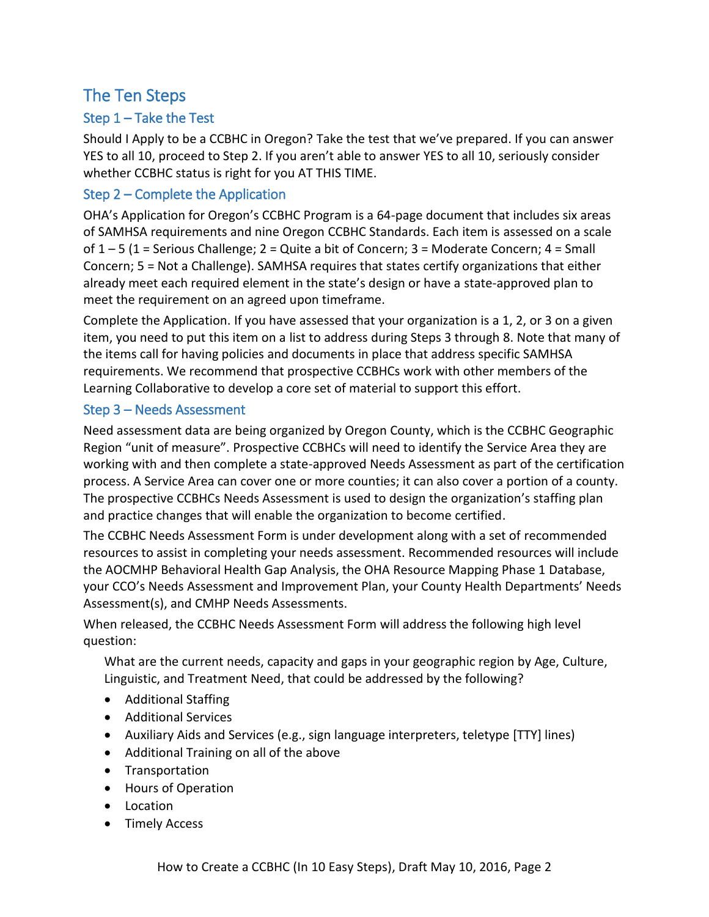# The Ten Steps

## Step 1 – Take the Test

Should I Apply to be a CCBHC in Oregon? Take the test that we've prepared. If you can answer YES to all 10, proceed to Step 2. If you aren't able to answer YES to all 10, seriously consider whether CCBHC status is right for you AT THIS TIME.

## Step 2 – Complete the Application

OHA's Application for Oregon's CCBHC Program is a 64-page document that includes six areas of SAMHSA requirements and nine Oregon CCBHC Standards. Each item is assessed on a scale of 1 – 5 (1 = Serious Challenge; 2 = Quite a bit of Concern; 3 = Moderate Concern; 4 = Small Concern; 5 = Not a Challenge). SAMHSA requires that states certify organizations that either already meet each required element in the state's design or have a state-approved plan to meet the requirement on an agreed upon timeframe.

Complete the Application. If you have assessed that your organization is a 1, 2, or 3 on a given item, you need to put this item on a list to address during Steps 3 through 8. Note that many of the items call for having policies and documents in place that address specific SAMHSA requirements. We recommend that prospective CCBHCs work with other members of the Learning Collaborative to develop a core set of material to support this effort.

## Step 3 – Needs Assessment

Need assessment data are being organized by Oregon County, which is the CCBHC Geographic Region "unit of measure". Prospective CCBHCs will need to identify the Service Area they are working with and then complete a state-approved Needs Assessment as part of the certification process. A Service Area can cover one or more counties; it can also cover a portion of a county. The prospective CCBHCs Needs Assessment is used to design the organization's staffing plan and practice changes that will enable the organization to become certified.

The CCBHC Needs Assessment Form is under development along with a set of recommended resources to assist in completing your needs assessment. Recommended resources will include the AOCMHP Behavioral Health Gap Analysis, the OHA Resource Mapping Phase 1 Database, your CCO's Needs Assessment and Improvement Plan, your County Health Departments' Needs Assessment(s), and CMHP Needs Assessments.

When released, the CCBHC Needs Assessment Form will address the following high level question:

> What are the current needs, capacity and gaps in your geographic region by Age, Culture, Linguistic, and Treatment Need, that could be addressed by the following?

- Additional Staffing
- Additional Services
- Auxiliary Aids and Services (e.g., sign language interpreters, teletype [TTY] lines)
- Additional Training on all of the above
- Transportation
- Hours of Operation
- Location
- Timely Access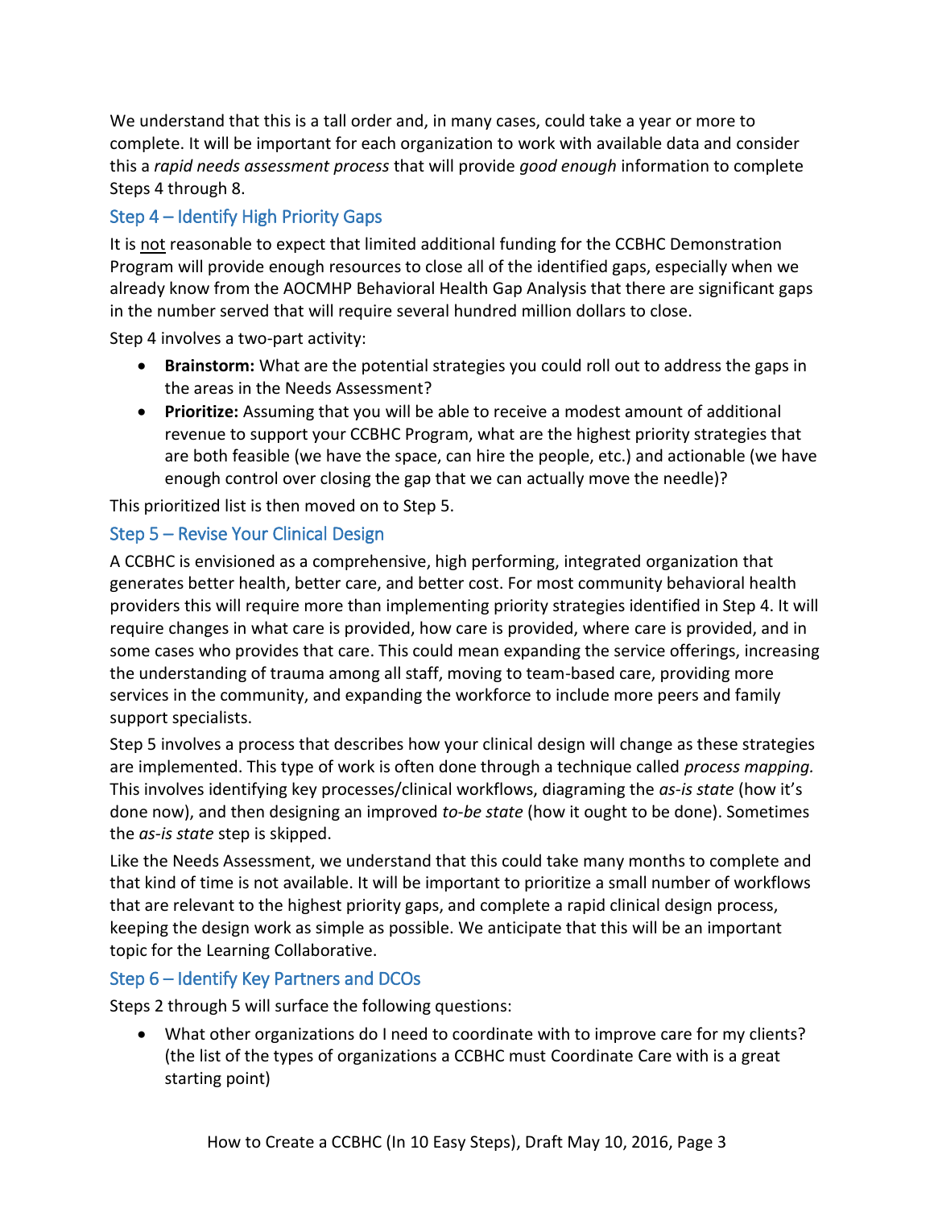We understand that this is a tall order and, in many cases, could take a year or more to complete. It will be important for each organization to work with available data and consider this a *rapid needs assessment process* that will provide *good enough* information to complete Steps 4 through 8.

## Step 4 – Identify High Priority Gaps

It is <u>not</u> reasonable to expect that limited additional funding for the CCBHC Demonstration Program will provide enough resources to close all of the identified gaps, especially when we already know from the AOCMHP Behavioral Health Gap Analysis that there are significant gaps in the number served that will require several hundred million dollars to close.

Step 4 involves a two-part activity:

- **Brainstorm:** What are the potential strategies you could roll out to address the gaps in the areas in the Needs Assessment?
- **Prioritize:** Assuming that you will be able to receive a modest amount of additional revenue to support your CCBHC Program, what are the highest priority strategies that are both feasible (we have the space, can hire the people, etc.) and actionable (we have enough control over closing the gap that we can actually move the needle)?

This prioritized list is then moved on to Step 5.

## Step 5 – Revise Your Clinical Design

A CCBHC is envisioned as a comprehensive, high performing, integrated organization that generates better health, better care, and better cost. For most community behavioral health providers this will require more than implementing priority strategies identified in Step 4. It will require changes in what care is provided, how care is provided, where care is provided, and in some cases who provides that care. This could mean expanding the service offerings, increasing the understanding of trauma among all staff, moving to team-based care, providing more services in the community, and expanding the workforce to include more peers and family support specialists.

Step 5 involves a process that describes how your clinical design will change as these strategies are implemented. This type of work is often done through a technique called *process mapping.* This involves identifying key processes/clinical workflows, diagraming the *as-is state* (how it's done now), and then designing an improved *to-be state* (how it ought to be done). Sometimes the *as-is state* step is skipped.

Like the Needs Assessment, we understand that this could take many months to complete and that kind of time is not available. It will be important to prioritize a small number of workflows that are relevant to the highest priority gaps, and complete a rapid clinical design process, keeping the design work as simple as possible. We anticipate that this will be an important topic for the Learning Collaborative.

## Step 6 – Identify Key Partners and DCOs

Steps 2 through 5 will surface the following questions:

- What other organizations do I need to coordinate with to improve care for my clients? (the list of the types of organizations a CCBHC must Coordinate Care with is a great starting point)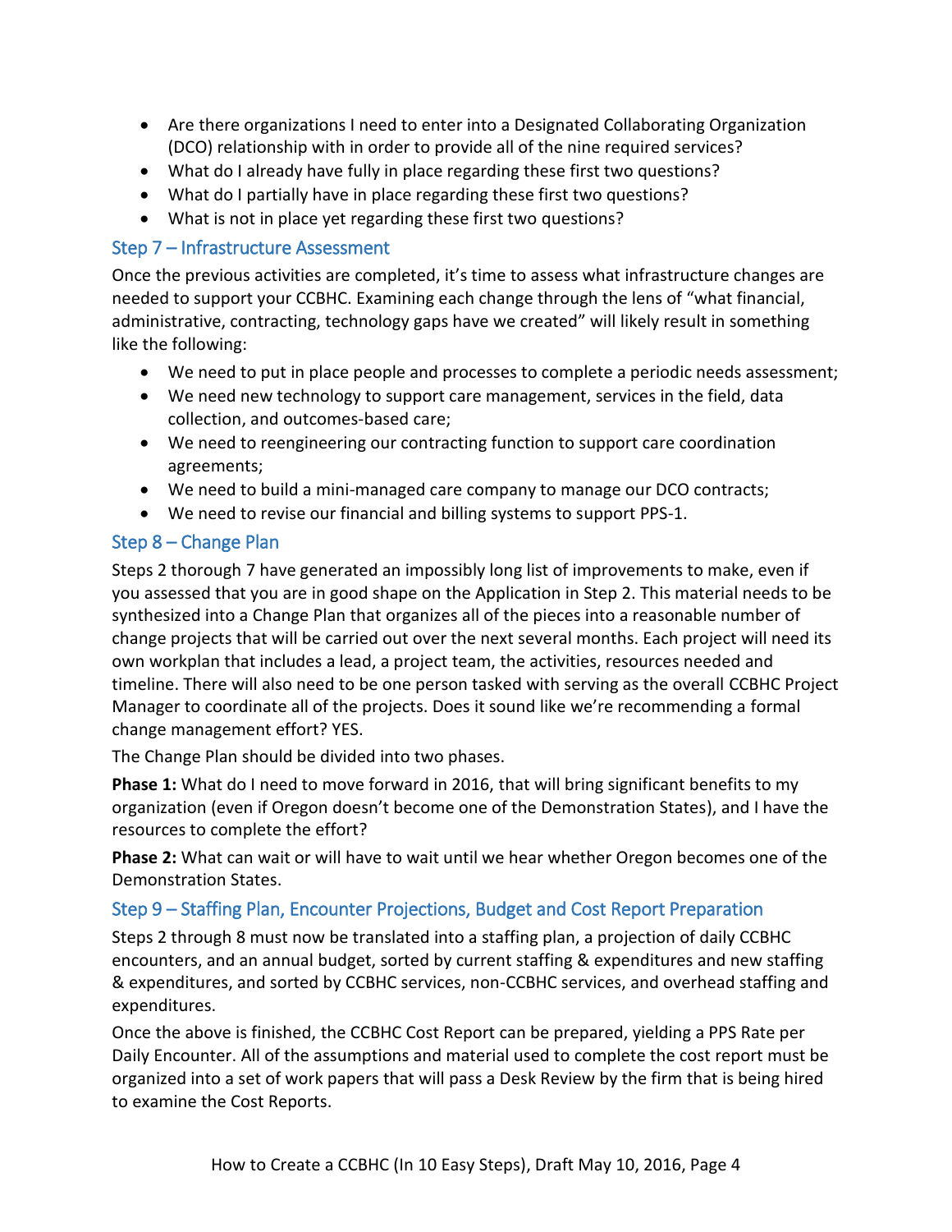- Are there organizations I need to enter into a Designated Collaborating Organization (DCO) relationship with in order to provide all of the nine required services?
- What do I already have fully in place regarding these first two questions?
- What do I partially have in place regarding these first two questions?
- What is not in place yet regarding these first two questions?

## Step 7 – Infrastructure Assessment

Once the previous activities are completed, it's time to assess what infrastructure changes are needed to support your CCBHC. Examining each change through the lens of "what financial, administrative, contracting, technology gaps have we created" will likely result in something like the following:

- We need to put in place people and processes to complete a periodic needs assessment;
- We need new technology to support care management, services in the field, data collection, and outcomes-based care;
- We need to reengineering our contracting function to support care coordination agreements;
- We need to build a mini-managed care company to manage our DCO contracts;
- We need to revise our financial and billing systems to support PPS-1.

## Step 8 – Change Plan

Steps 2 thorough 7 have generated an impossibly long list of improvements to make, even if you assessed that you are in good shape on the Application in Step 2. This material needs to be synthesized into a Change Plan that organizes all of the pieces into a reasonable number of change projects that will be carried out over the next several months. Each project will need its own workplan that includes a lead, a project team, the activities, resources needed and timeline. There will also need to be one person tasked with serving as the overall CCBHC Project Manager to coordinate all of the projects. Does it sound like we're recommending a formal change management effort? YES.

The Change Plan should be divided into two phases.

**Phase 1:** What do I need to move forward in 2016, that will bring significant benefits to my organization (even if Oregon doesn't become one of the Demonstration States), and I have the resources to complete the effort?

**Phase 2:** What can wait or will have to wait until we hear whether Oregon becomes one of the Demonstration States.

## Step 9 – Staffing Plan, Encounter Projections, Budget and Cost Report Preparation

Steps 2 through 8 must now be translated into a staffing plan, a projection of daily CCBHC encounters, and an annual budget, sorted by current staffing & expenditures and new staffing & expenditures, and sorted by CCBHC services, non-CCBHC services, and overhead staffing and expenditures.

Once the above is finished, the CCBHC Cost Report can be prepared, yielding a PPS Rate per Daily Encounter. All of the assumptions and material used to complete the cost report must be organized into a set of work papers that will pass a Desk Review by the firm that is being hired to examine the Cost Reports.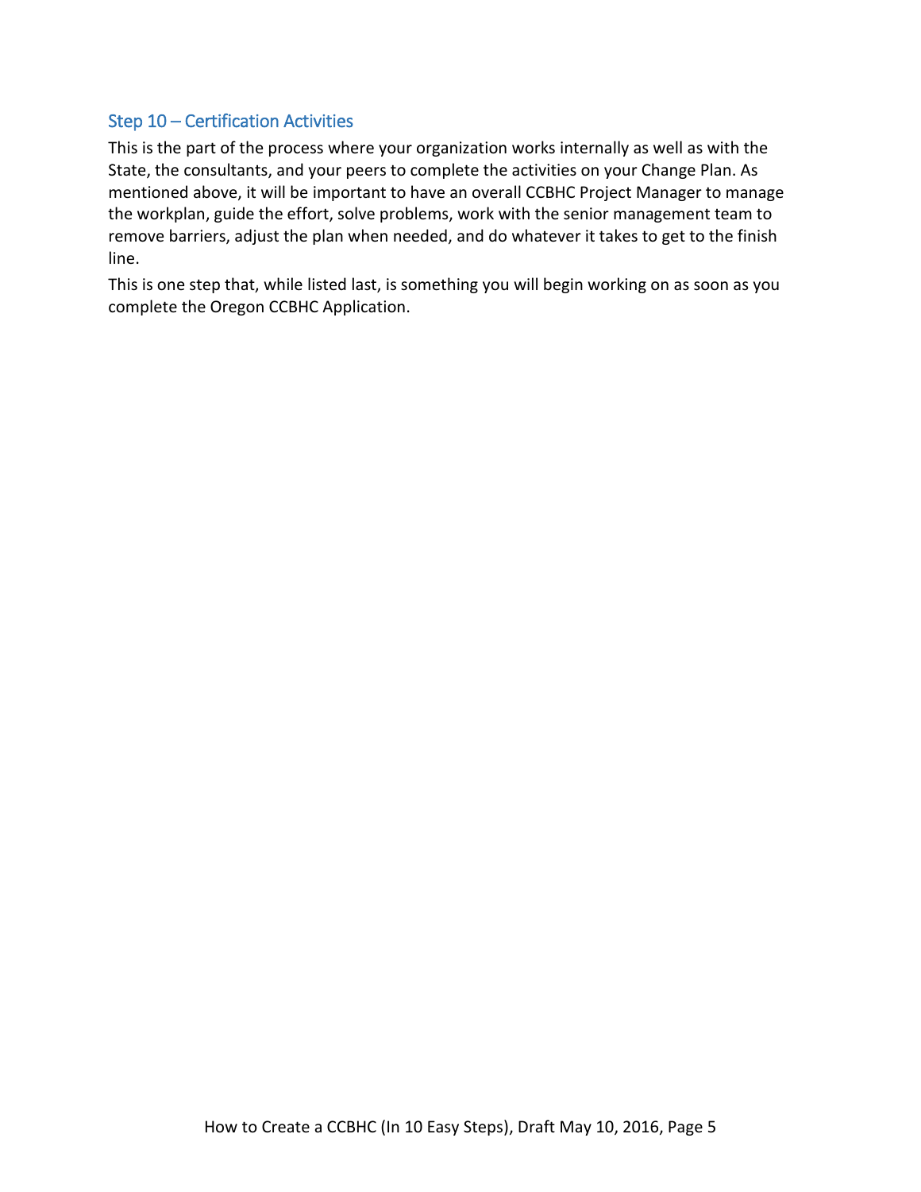## Step 10 – Certification Activities

This is the part of the process where your organization works internally as well as with the State, the consultants, and your peers to complete the activities on your Change Plan. As mentioned above, it will be important to have an overall CCBHC Project Manager to manage the workplan, guide the effort, solve problems, work with the senior management team to remove barriers, adjust the plan when needed, and do whatever it takes to get to the finish line.

This is one step that, while listed last, is something you will begin working on as soon as you complete the Oregon CCBHC Application.